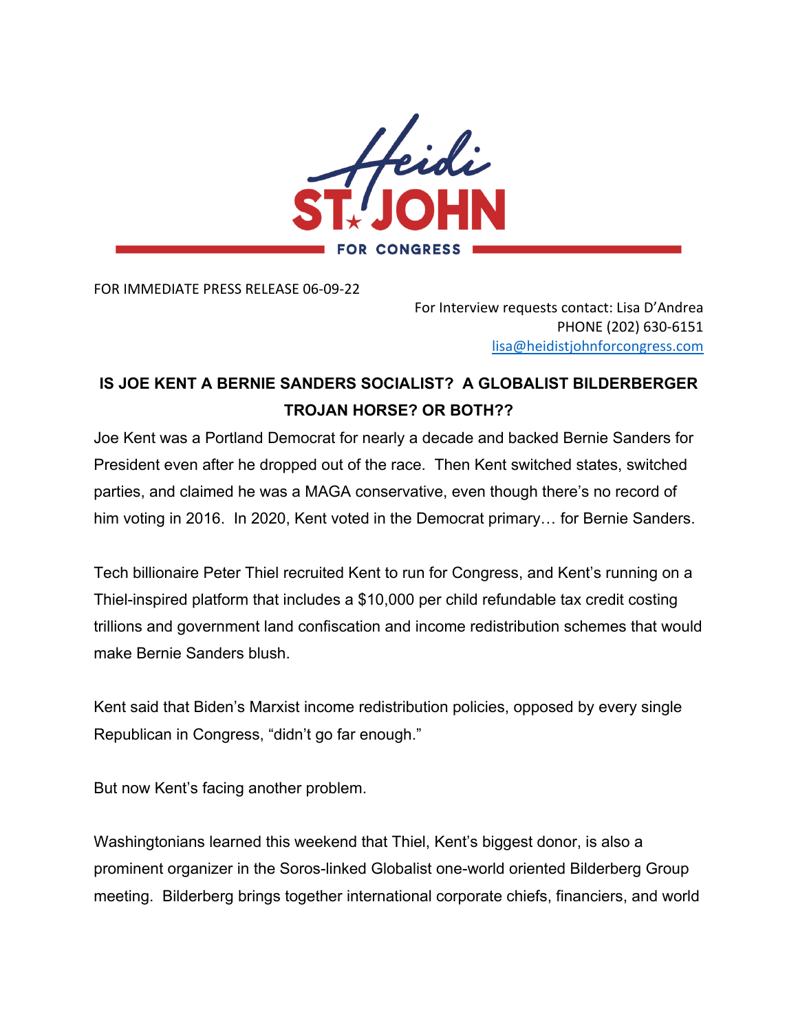Heidi ST. JOHN

FOR CONGRESS

FOR IMMEDIATE PRESS RELEASE 06-09-22

For Interview requests contact: Lisa D'Andrea
PHONE (202) 630-6151
lisa@heidistjohnforcongress.com

**IS JOE KENT A BERNIE SANDERS SOCIALIST? A GLOBALIST BILDERBERGER TROJAN HORSE? OR BOTH??**

Joe Kent was a Portland Democrat for nearly a decade and backed Bernie Sanders for President even after he dropped out of the race. Then Kent switched states, switched parties, and claimed he was a MAGA conservative, even though there's no record of him voting in 2016. In 2020, Kent voted in the Democrat primary… for Bernie Sanders.

Tech billionaire Peter Thiel recruited Kent to run for Congress, and Kent's running on a Thiel-inspired platform that includes a $10,000 per child refundable tax credit costing trillions and government land confiscation and income redistribution schemes that would make Bernie Sanders blush.

Kent said that Biden's Marxist income redistribution policies, opposed by every single Republican in Congress, "didn't go far enough."

But now Kent's facing another problem.

Washingtonians learned this weekend that Thiel, Kent's biggest donor, is also a prominent organizer in the Soros-linked Globalist one-world oriented Bilderberg Group meeting. Bilderberg brings together international corporate chiefs, financiers, and world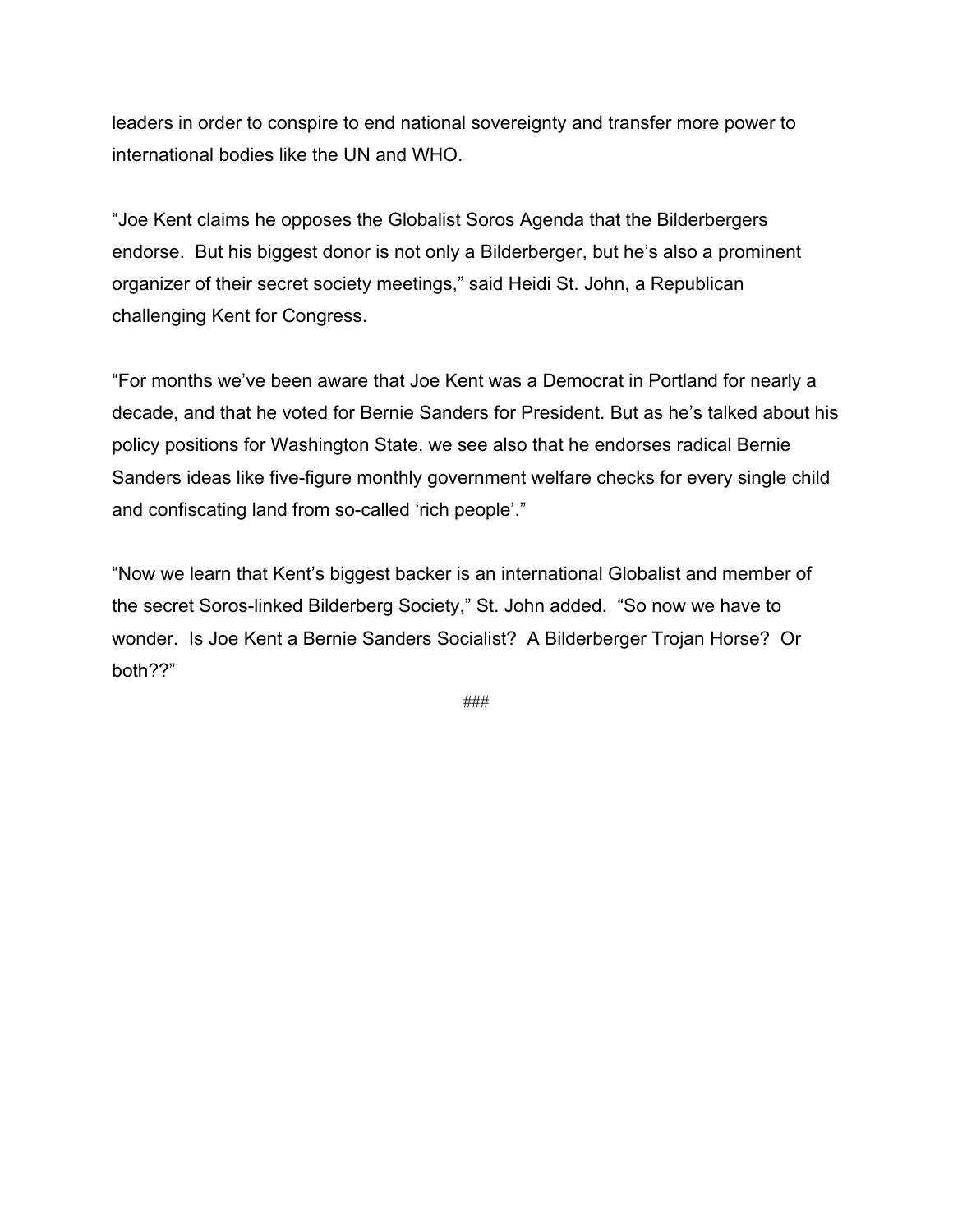leaders in order to conspire to end national sovereignty and transfer more power to international bodies like the UN and WHO.

"Joe Kent claims he opposes the Globalist Soros Agenda that the Bilderbergers endorse. But his biggest donor is not only a Bilderberger, but he's also a prominent organizer of their secret society meetings," said Heidi St. John, a Republican challenging Kent for Congress.

"For months we've been aware that Joe Kent was a Democrat in Portland for nearly a decade, and that he voted for Bernie Sanders for President. But as he's talked about his policy positions for Washington State, we see also that he endorses radical Bernie Sanders ideas like five-figure monthly government welfare checks for every single child and confiscating land from so-called 'rich people'."

"Now we learn that Kent's biggest backer is an international Globalist and member of the secret Soros-linked Bilderberg Society," St. John added. "So now we have to wonder. Is Joe Kent a Bernie Sanders Socialist? A Bilderberger Trojan Horse? Or both??"

###